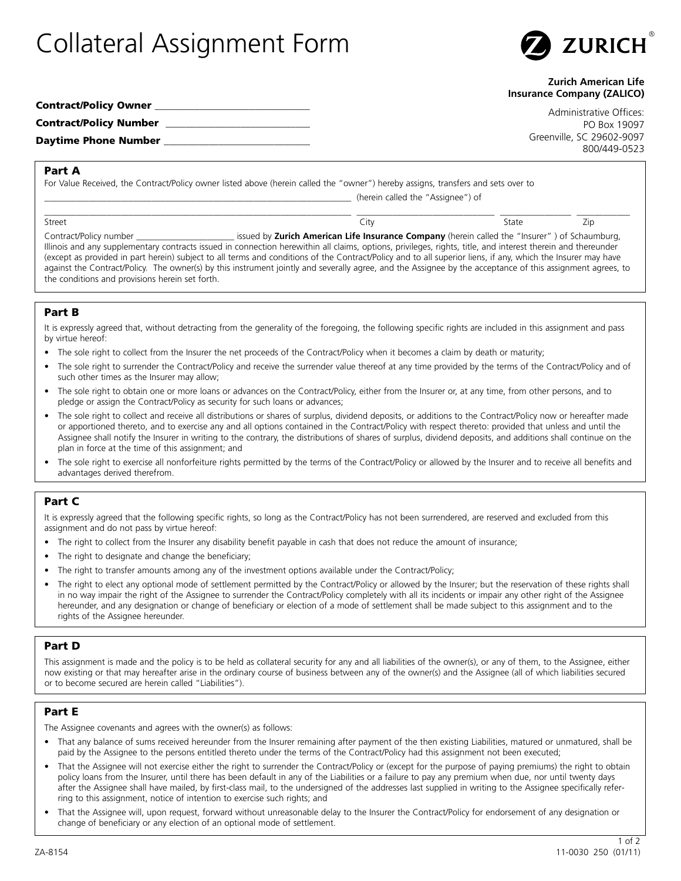# Collateral Assignment Form

ZURICH

**Zurich American Life Insurance Company (ZALICO)**

Administrative Offices:
PO Box 19097
Greenville, SC 29602-9097
800/449-0523

**Contract/Policy Owner** ______________________________

**Contract/Policy Number** ______________________________

**Daytime Phone Number** ______________________________

## Part A

For Value Received, the Contract/Policy owner listed above (herein called the "owner") hereby assigns, transfers and sets over to

______________________________________________ (herein called the "Assignee") of

______________________________________________ ____________________ ____________ ____________

Street City State Zip

Contract/Policy number ____________________ issued by **Zurich American Life Insurance Company** (herein called the "Insurer" ) of Schaumburg, Illinois and any supplementary contracts issued in connection herewithin all claims, options, privileges, rights, title, and interest therein and thereunder (except as provided in part herein) subject to all terms and conditions of the Contract/Policy and to all superior liens, if any, which the Insurer may have against the Contract/Policy. The owner(s) by this instrument jointly and severally agree, and the Assignee by the acceptance of this assignment agrees, to the conditions and provisions herein set forth.

## Part B

It is expressly agreed that, without detracting from the generality of the foregoing, the following specific rights are included in this assignment and pass by virtue hereof:

- The sole right to collect from the Insurer the net proceeds of the Contract/Policy when it becomes a claim by death or maturity;
- The sole right to surrender the Contract/Policy and receive the surrender value thereof at any time provided by the terms of the Contract/Policy and of such other times as the Insurer may allow;
- The sole right to obtain one or more loans or advances on the Contract/Policy, either from the Insurer or, at any time, from other persons, and to pledge or assign the Contract/Policy as security for such loans or advances;
- The sole right to collect and receive all distributions or shares of surplus, dividend deposits, or additions to the Contract/Policy now or hereafter made or apportioned thereto, and to exercise any and all options contained in the Contract/Policy with respect thereto: provided that unless and until the Assignee shall notify the Insurer in writing to the contrary, the distributions of shares of surplus, dividend deposits, and additions shall continue on the plan in force at the time of this assignment; and
- The sole right to exercise all nonforfeiture rights permitted by the terms of the Contract/Policy or allowed by the Insurer and to receive all benefits and advantages derived therefrom.

## Part C

It is expressly agreed that the following specific rights, so long as the Contract/Policy has not been surrendered, are reserved and excluded from this assignment and do not pass by virtue hereof:

- The right to collect from the Insurer any disability benefit payable in cash that does not reduce the amount of insurance;
- The right to designate and change the beneficiary;
- The right to transfer amounts among any of the investment options available under the Contract/Policy;
- The right to elect any optional mode of settlement permitted by the Contract/Policy or allowed by the Insurer; but the reservation of these rights shall in no way impair the right of the Assignee to surrender the Contract/Policy completely with all its incidents or impair any other right of the Assignee hereunder, and any designation or change of beneficiary or election of a mode of settlement shall be made subject to this assignment and to the rights of the Assignee hereunder.

## Part D

This assignment is made and the policy is to be held as collateral security for any and all liabilities of the owner(s), or any of them, to the Assignee, either now existing or that may hereafter arise in the ordinary course of business between any of the owner(s) and the Assignee (all of which liabilities secured or to become secured are herein called "Liabilities").

## Part E

The Assignee covenants and agrees with the owner(s) as follows:

- That any balance of sums received hereunder from the Insurer remaining after payment of the then existing Liabilities, matured or unmatured, shall be paid by the Assignee to the persons entitled thereto under the terms of the Contract/Policy had this assignment not been executed;
- That the Assignee will not exercise either the right to surrender the Contract/Policy or (except for the purpose of paying premiums) the right to obtain policy loans from the Insurer, until there has been default in any of the Liabilities or a failure to pay any premium when due, nor until twenty days after the Assignee shall have mailed, by first-class mail, to the undersigned of the addresses last supplied in writing to the Assignee specifically referring to this assignment, notice of intention to exercise such rights; and
- That the Assignee will, upon request, forward without unreasonable delay to the Insurer the Contract/Policy for endorsement of any designation or change of beneficiary or any election of an optional mode of settlement.

ZA-8154 11-0030 250 (01/11)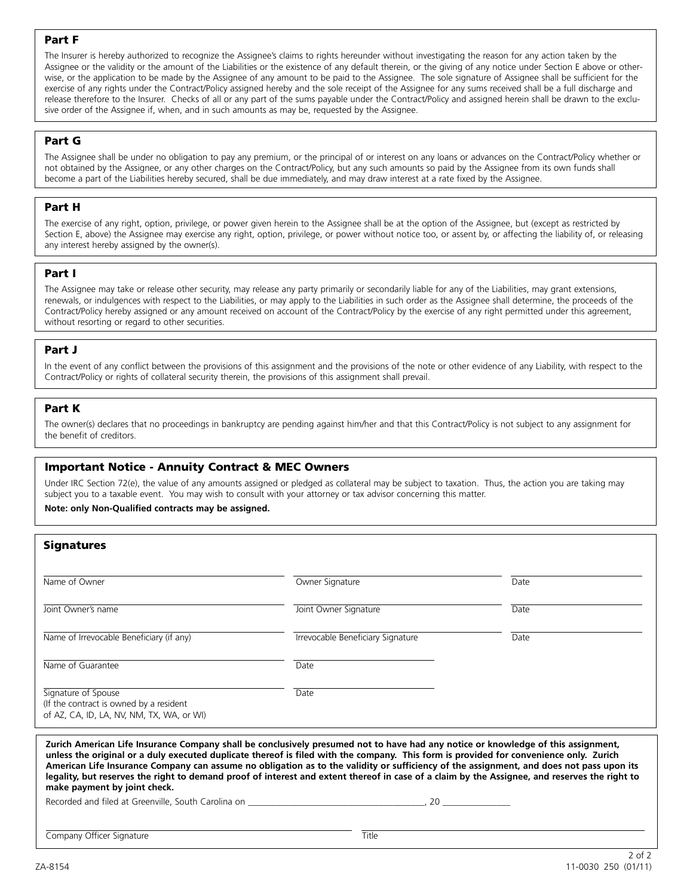## Part F

The Insurer is hereby authorized to recognize the Assignee's claims to rights hereunder without investigating the reason for any action taken by the Assignee or the validity or the amount of the Liabilities or the existence of any default therein, or the giving of any notice under Section E above or otherwise, or the application to be made by the Assignee of any amount to be paid to the Assignee. The sole signature of Assignee shall be sufficient for the exercise of any rights under the Contract/Policy assigned hereby and the sole receipt of the Assignee for any sums received shall be a full discharge and release therefore to the Insurer. Checks of all or any part of the sums payable under the Contract/Policy and assigned herein shall be drawn to the exclusive order of the Assignee if, when, and in such amounts as may be, requested by the Assignee.

## Part G

The Assignee shall be under no obligation to pay any premium, or the principal of or interest on any loans or advances on the Contract/Policy whether or not obtained by the Assignee, or any other charges on the Contract/Policy, but any such amounts so paid by the Assignee from its own funds shall become a part of the Liabilities hereby secured, shall be due immediately, and may draw interest at a rate fixed by the Assignee.

## Part H

The exercise of any right, option, privilege, or power given herein to the Assignee shall be at the option of the Assignee, but (except as restricted by Section E, above) the Assignee may exercise any right, option, privilege, or power without notice too, or assent by, or affecting the liability of, or releasing any interest hereby assigned by the owner(s).

## Part I

The Assignee may take or release other security, may release any party primarily or secondarily liable for any of the Liabilities, may grant extensions, renewals, or indulgences with respect to the Liabilities, or may apply to the Liabilities in such order as the Assignee shall determine, the proceeds of the Contract/Policy hereby assigned or any amount received on account of the Contract/Policy by the exercise of any right permitted under this agreement, without resorting or regard to other securities.

## Part J

In the event of any conflict between the provisions of this assignment and the provisions of the note or other evidence of any Liability, with respect to the Contract/Policy or rights of collateral security therein, the provisions of this assignment shall prevail.

## Part K

The owner(s) declares that no proceedings in bankruptcy are pending against him/her and that this Contract/Policy is not subject to any assignment for the benefit of creditors.

## Important Notice - Annuity Contract & MEC Owners

Under IRC Section 72(e), the value of any amounts assigned or pledged as collateral may be subject to taxation. Thus, the action you are taking may subject you to a taxable event. You may wish to consult with your attorney or tax advisor concerning this matter.

**Note: only Non-Qualified contracts may be assigned.**

## Signatures

| | | |
|---|---|---|
| Name of Owner | Owner Signature | Date |
| Joint Owner's name | Joint Owner Signature | Date |
| Name of Irrevocable Beneficiary (if any) | Irrevocable Beneficiary Signature | Date |
| Name of Guarantee | Date | |
| Signature of Spouse (If the contract is owned by a resident of AZ, CA, ID, LA, NV, NM, TX, WA, or WI) | Date | |

**Zurich American Life Insurance Company shall be conclusively presumed not to have had any notice or knowledge of this assignment, unless the original or a duly executed duplicate thereof is filed with the company. This form is provided for convenience only. Zurich American Life Insurance Company can assume no obligation as to the validity or sufficiency of the assignment, and does not pass upon its legality, but reserves the right to demand proof of interest and extent thereof in case of a claim by the Assignee, and reserves the right to make payment by joint check.**

Recorded and filed at Greenville, South Carolina on ______________________________________, 20 ______________

| | |
|---|---|
| Company Officer Signature | Title |

ZA-8154

11-0030 250 (01/11)